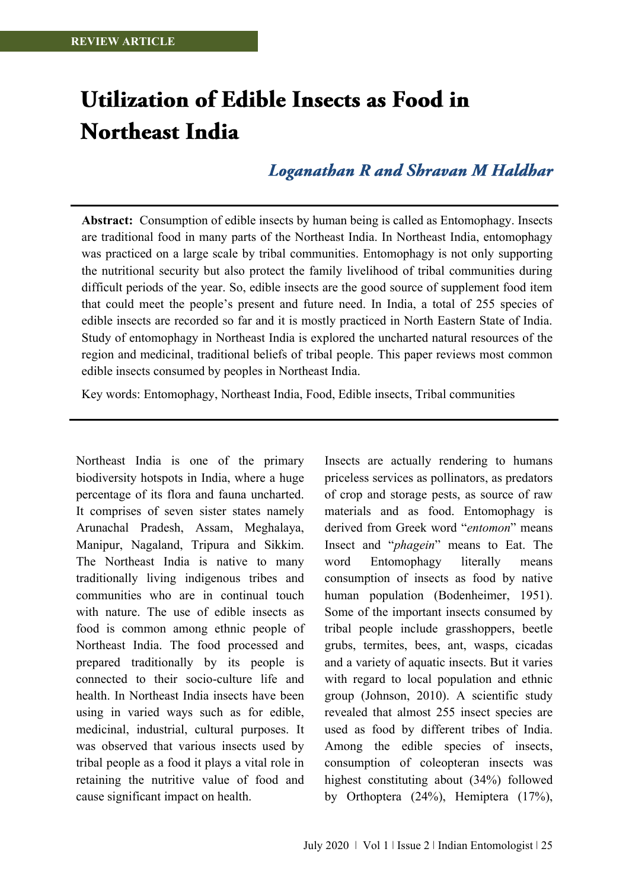REVIEW ARTICLE

# Utilization of Edible Insects as Food in Northeast India

## *Loganathan R and Shravan M Haldhar*

**Abstract:** Consumption of edible insects by human being is called as Entomophagy. Insects are traditional food in many parts of the Northeast India. In Northeast India, entomophagy was practiced on a large scale by tribal communities. Entomophagy is not only supporting the nutritional security but also protect the family livelihood of tribal communities during difficult periods of the year. So, edible insects are the good source of supplement food item that could meet the people's present and future need. In India, a total of 255 species of edible insects are recorded so far and it is mostly practiced in North Eastern State of India. Study of entomophagy in Northeast India is explored the uncharted natural resources of the region and medicinal, traditional beliefs of tribal people. This paper reviews most common edible insects consumed by peoples in Northeast India.

Key words: Entomophagy, Northeast India, Food, Edible insects, Tribal communities

Northeast India is one of the primary biodiversity hotspots in India, where a huge percentage of its flora and fauna uncharted. It comprises of seven sister states namely Arunachal Pradesh, Assam, Meghalaya, Manipur, Nagaland, Tripura and Sikkim. The Northeast India is native to many traditionally living indigenous tribes and communities who are in continual touch with nature. The use of edible insects as food is common among ethnic people of Northeast India. The food processed and prepared traditionally by its people is connected to their socio-culture life and health. In Northeast India insects have been using in varied ways such as for edible, medicinal, industrial, cultural purposes. It was observed that various insects used by tribal people as a food it plays a vital role in retaining the nutritive value of food and cause significant impact on health.

Insects are actually rendering to humans priceless services as pollinators, as predators of crop and storage pests, as source of raw materials and as food. Entomophagy is derived from Greek word "*entomon*" means Insect and "*phagein*" means to Eat. The word Entomophagy literally means consumption of insects as food by native human population (Bodenheimer, 1951). Some of the important insects consumed by tribal people include grasshoppers, beetle grubs, termites, bees, ant, wasps, cicadas and a variety of aquatic insects. But it varies with regard to local population and ethnic group (Johnson, 2010). A scientific study revealed that almost 255 insect species are used as food by different tribes of India. Among the edible species of insects, consumption of coleopteran insects was highest constituting about (34%) followed by Orthoptera (24%), Hemiptera (17%),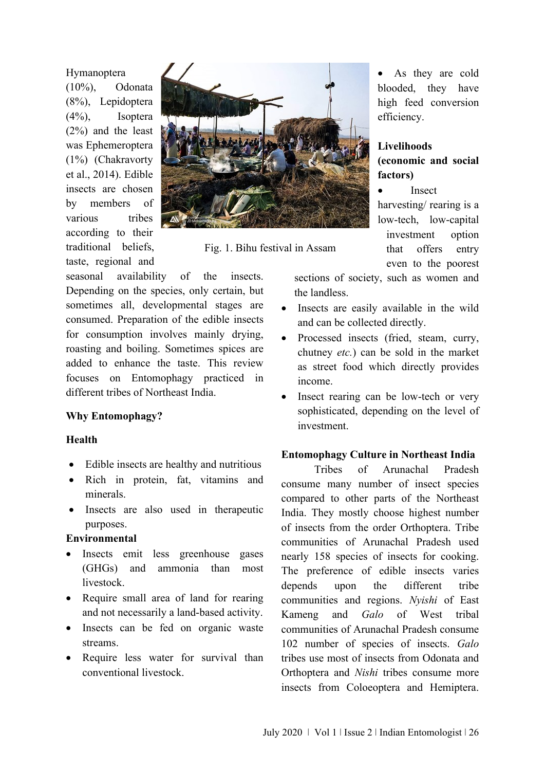Hymanoptera (10%), Odonata (8%), Lepidoptera (4%), Isoptera (2%) and the least was Ephemeroptera (1%) (Chakravorty et al., 2014). Edible insects are chosen by members of various tribes according to their traditional beliefs, taste, regional and seasonal availability of the insects. Depending on the species, only certain, but sometimes all, developmental stages are consumed. Preparation of the edible insects for consumption involves mainly drying, roasting and boiling. Sometimes spices are added to enhance the taste. This review focuses on Entomophagy practiced in different tribes of Northeast India.

Fig. 1. Bihu festival in Assam

**Why Entomophagy?**

**Health**

- Edible insects are healthy and nutritious
- Rich in protein, fat, vitamins and minerals.
- Insects are also used in therapeutic purposes.

**Environmental**

- Insects emit less greenhouse gases (GHGs) and ammonia than most livestock.
- Require small area of land for rearing and not necessarily a land-based activity.
- Insects can be fed on organic waste streams.
- Require less water for survival than conventional livestock.
- As they are cold blooded, they have high feed conversion efficiency.

**Livelihoods (economic and social factors)**

- Insect harvesting/ rearing is a low-tech, low-capital investment option that offers entry even to the poorest sections of society, such as women and the landless.
- Insects are easily available in the wild and can be collected directly.
- Processed insects (fried, steam, curry, chutney *etc.*) can be sold in the market as street food which directly provides income.
- Insect rearing can be low-tech or very sophisticated, depending on the level of investment.

**Entomophagy Culture in Northeast India**

Tribes of Arunachal Pradesh consume many number of insect species compared to other parts of the Northeast India. They mostly choose highest number of insects from the order Orthoptera. Tribe communities of Arunachal Pradesh used nearly 158 species of insects for cooking. The preference of edible insects varies depends upon the different tribe communities and regions. *Nyishi* of East Kameng and *Galo* of West tribal communities of Arunachal Pradesh consume 102 number of species of insects. *Galo* tribes use most of insects from Odonata and Orthoptera and *Nishi* tribes consume more insects from Coloeoptera and Hemiptera.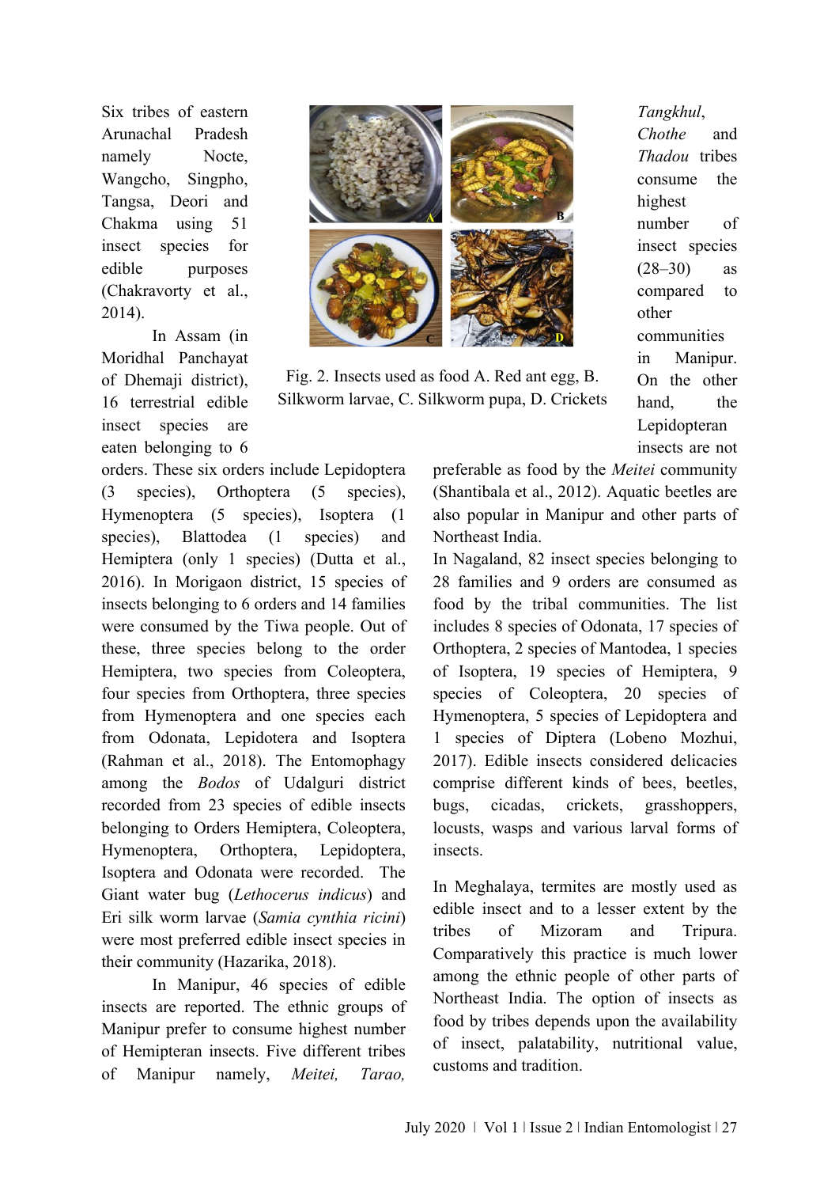Six tribes of eastern Arunachal Pradesh namely Nocte, Wangcho, Singpho, Tangsa, Deori and Chakma using 51 insect species for edible purposes (Chakravorty et al., 2014).

In Assam (in Moridhal Panchayat of Dhemaji district), 16 terrestrial edible insect species are eaten belonging to 6 orders. These six orders include Lepidoptera (3 species), Orthoptera (5 species), Hymenoptera (5 species), Isoptera (1 species), Blattodea (1 species) and Hemiptera (only 1 species) (Dutta et al., 2016). In Morigaon district, 15 species of insects belonging to 6 orders and 14 families were consumed by the Tiwa people. Out of these, three species belong to the order Hemiptera, two species from Coleoptera, four species from Orthoptera, three species from Hymenoptera and one species each from Odonata, Lepidotera and Isoptera (Rahman et al., 2018). The Entomophagy among the *Bodos* of Udalguri district recorded from 23 species of edible insects belonging to Orders Hemiptera, Coleoptera, Hymenoptera, Orthoptera, Lepidoptera, Isoptera and Odonata were recorded. The Giant water bug (*Lethocerus indicus*) and Eri silk worm larvae (*Samia cynthia ricini*) were most preferred edible insect species in their community (Hazarika, 2018).

Fig. 2. Insects used as food A. Red ant egg, B. Silkworm larvae, C. Silkworm pupa, D. Crickets

In Manipur, 46 species of edible insects are reported. The ethnic groups of Manipur prefer to consume highest number of Hemipteran insects. Five different tribes of Manipur namely, *Meitei, Tarao, Tangkhul*, *Chothe* and *Thadou* tribes consume the highest number of insect species (28–30) as compared to other communities in Manipur. On the other hand, the Lepidopteran insects are not preferable as food by the *Meitei* community (Shantibala et al., 2012). Aquatic beetles are also popular in Manipur and other parts of Northeast India.

In Nagaland, 82 insect species belonging to 28 families and 9 orders are consumed as food by the tribal communities. The list includes 8 species of Odonata, 17 species of Orthoptera, 2 species of Mantodea, 1 species of Isoptera, 19 species of Hemiptera, 9 species of Coleoptera, 20 species of Hymenoptera, 5 species of Lepidoptera and 1 species of Diptera (Lobeno Mozhui, 2017). Edible insects considered delicacies comprise different kinds of bees, beetles, bugs, cicadas, crickets, grasshoppers, locusts, wasps and various larval forms of insects.

In Meghalaya, termites are mostly used as edible insect and to a lesser extent by the tribes of Mizoram and Tripura. Comparatively this practice is much lower among the ethnic people of other parts of Northeast India. The option of insects as food by tribes depends upon the availability of insect, palatability, nutritional value, customs and tradition.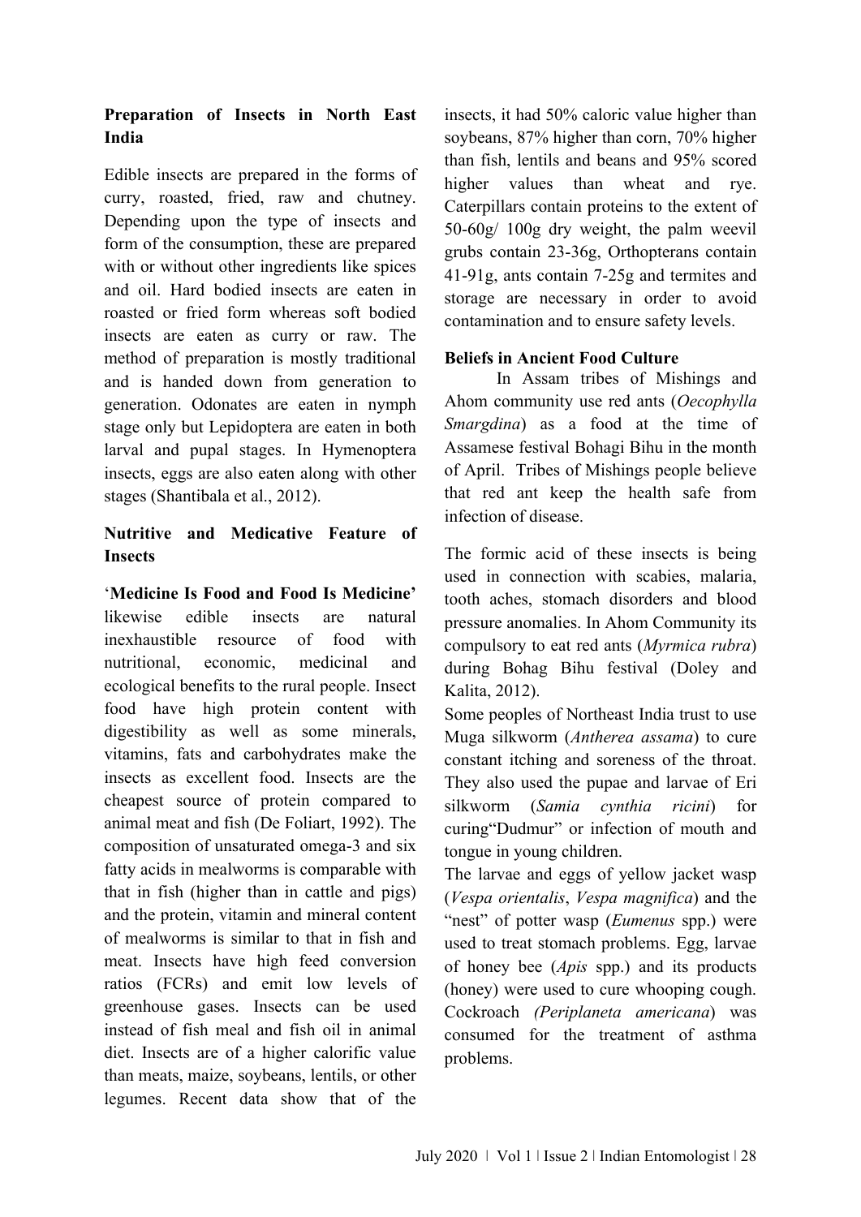## Preparation of Insects in North East India

Edible insects are prepared in the forms of curry, roasted, fried, raw and chutney. Depending upon the type of insects and form of the consumption, these are prepared with or without other ingredients like spices and oil. Hard bodied insects are eaten in roasted or fried form whereas soft bodied insects are eaten as curry or raw. The method of preparation is mostly traditional and is handed down from generation to generation. Odonates are eaten in nymph stage only but Lepidoptera are eaten in both larval and pupal stages. In Hymenoptera insects, eggs are also eaten along with other stages (Shantibala et al., 2012).

## Nutritive and Medicative Feature of Insects

'**Medicine Is Food and Food Is Medicine'** likewise edible insects are natural inexhaustible resource of food with nutritional, economic, medicinal and ecological benefits to the rural people. Insect food have high protein content with digestibility as well as some minerals, vitamins, fats and carbohydrates make the insects as excellent food. Insects are the cheapest source of protein compared to animal meat and fish (De Foliart, 1992). The composition of unsaturated omega-3 and six fatty acids in mealworms is comparable with that in fish (higher than in cattle and pigs) and the protein, vitamin and mineral content of mealworms is similar to that in fish and meat. Insects have high feed conversion ratios (FCRs) and emit low levels of greenhouse gases. Insects can be used instead of fish meal and fish oil in animal diet. Insects are of a higher calorific value than meats, maize, soybeans, lentils, or other legumes. Recent data show that of the insects, it had 50% caloric value higher than soybeans, 87% higher than corn, 70% higher than fish, lentils and beans and 95% scored higher values than wheat and rye. Caterpillars contain proteins to the extent of 50-60g/ 100g dry weight, the palm weevil grubs contain 23-36g, Orthopterans contain 41-91g, ants contain 7-25g and termites and storage are necessary in order to avoid contamination and to ensure safety levels.

## Beliefs in Ancient Food Culture

In Assam tribes of Mishings and Ahom community use red ants (*Oecophylla Smargdina*) as a food at the time of Assamese festival Bohagi Bihu in the month of April. Tribes of Mishings people believe that red ant keep the health safe from infection of disease.

The formic acid of these insects is being used in connection with scabies, malaria, tooth aches, stomach disorders and blood pressure anomalies. In Ahom Community its compulsory to eat red ants (*Myrmica rubra*) during Bohag Bihu festival (Doley and Kalita, 2012).

Some peoples of Northeast India trust to use Muga silkworm (*Antherea assama*) to cure constant itching and soreness of the throat. They also used the pupae and larvae of Eri silkworm (*Samia cynthia ricini*) for curing"Dudmur" or infection of mouth and tongue in young children.

The larvae and eggs of yellow jacket wasp (*Vespa orientalis*, *Vespa magnifica*) and the "nest" of potter wasp (*Eumenus* spp.) were used to treat stomach problems. Egg, larvae of honey bee (*Apis* spp.) and its products (honey) were used to cure whooping cough. Cockroach *(Periplaneta americana*) was consumed for the treatment of asthma problems.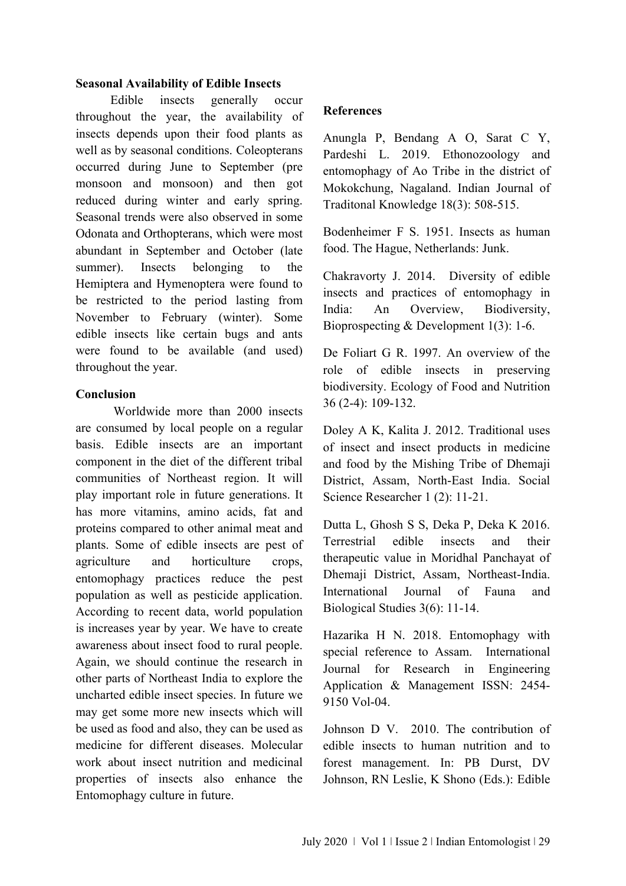**Seasonal Availability of Edible Insects**

Edible insects generally occur throughout the year, the availability of insects depends upon their food plants as well as by seasonal conditions. Coleopterans occurred during June to September (pre monsoon and monsoon) and then got reduced during winter and early spring. Seasonal trends were also observed in some Odonata and Orthopterans, which were most abundant in September and October (late summer). Insects belonging to the Hemiptera and Hymenoptera were found to be restricted to the period lasting from November to February (winter). Some edible insects like certain bugs and ants were found to be available (and used) throughout the year.

**Conclusion**

Worldwide more than 2000 insects are consumed by local people on a regular basis. Edible insects are an important component in the diet of the different tribal communities of Northeast region. It will play important role in future generations. It has more vitamins, amino acids, fat and proteins compared to other animal meat and plants. Some of edible insects are pest of agriculture and horticulture crops, entomophagy practices reduce the pest population as well as pesticide application. According to recent data, world population is increases year by year. We have to create awareness about insect food to rural people. Again, we should continue the research in other parts of Northeast India to explore the uncharted edible insect species. In future we may get some more new insects which will be used as food and also, they can be used as medicine for different diseases. Molecular work about insect nutrition and medicinal properties of insects also enhance the Entomophagy culture in future.

**References**

Anungla P, Bendang A O, Sarat C Y, Pardeshi L. 2019. Ethonozoology and entomophagy of Ao Tribe in the district of Mokokchung, Nagaland. Indian Journal of Traditonal Knowledge 18(3): 508-515.

Bodenheimer F S. 1951. Insects as human food. The Hague, Netherlands: Junk.

Chakravorty J. 2014. Diversity of edible insects and practices of entomophagy in India: An Overview, Biodiversity, Bioprospecting & Development 1(3): 1-6.

De Foliart G R. 1997. An overview of the role of edible insects in preserving biodiversity. Ecology of Food and Nutrition 36 (2-4): 109-132.

Doley A K, Kalita J. 2012. Traditional uses of insect and insect products in medicine and food by the Mishing Tribe of Dhemaji District, Assam, North-East India. Social Science Researcher 1 (2): 11-21.

Dutta L, Ghosh S S, Deka P, Deka K 2016. Terrestrial edible insects and their therapeutic value in Moridhal Panchayat of Dhemaji District, Assam, Northeast-India. International Journal of Fauna and Biological Studies 3(6): 11-14.

Hazarika H N. 2018. Entomophagy with special reference to Assam. International Journal for Research in Engineering Application & Management ISSN: 2454-9150 Vol-04.

Johnson D V. 2010. The contribution of edible insects to human nutrition and to forest management. In: PB Durst, DV Johnson, RN Leslie, K Shono (Eds.): Edible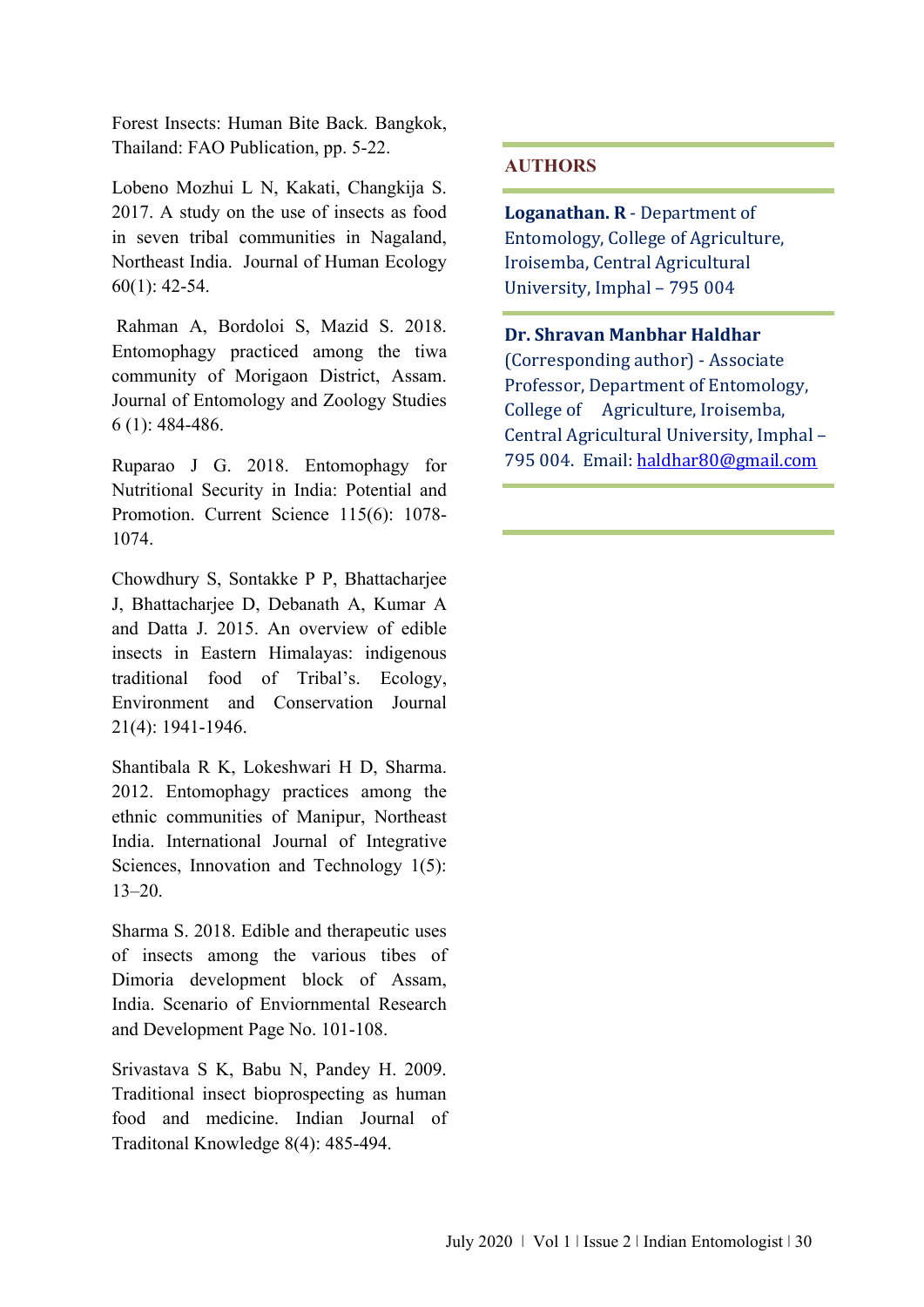Forest Insects: Human Bite Back. Bangkok, Thailand: FAO Publication, pp. 5-22.

Lobeno Mozhui L N, Kakati, Changkija S. 2017. A study on the use of insects as food in seven tribal communities in Nagaland, Northeast India. Journal of Human Ecology 60(1): 42-54.

Rahman A, Bordoloi S, Mazid S. 2018. Entomophagy practiced among the tiwa community of Morigaon District, Assam. Journal of Entomology and Zoology Studies 6 (1): 484-486.

Ruparao J G. 2018. Entomophagy for Nutritional Security in India: Potential and Promotion. Current Science 115(6): 1078-1074.

Chowdhury S, Sontakke P P, Bhattacharjee J, Bhattacharjee D, Debanath A, Kumar A and Datta J. 2015. An overview of edible insects in Eastern Himalayas: indigenous traditional food of Tribal's. Ecology, Environment and Conservation Journal 21(4): 1941-1946.

Shantibala R K, Lokeshwari H D, Sharma. 2012. Entomophagy practices among the ethnic communities of Manipur, Northeast India. International Journal of Integrative Sciences, Innovation and Technology 1(5): 13–20.

Sharma S. 2018. Edible and therapeutic uses of insects among the various tibes of Dimoria development block of Assam, India. Scenario of Enviornmental Research and Development Page No. 101-108.

Srivastava S K, Babu N, Pandey H. 2009. Traditional insect bioprospecting as human food and medicine. Indian Journal of Traditonal Knowledge 8(4): 485-494.

## AUTHORS

**Loganathan. R** - Department of Entomology, College of Agriculture, Iroisemba, Central Agricultural University, Imphal – 795 004

**Dr. Shravan Manbhar Haldhar** (Corresponding author) - Associate Professor, Department of Entomology, College of Agriculture, Iroisemba, Central Agricultural University, Imphal – 795 004. Email: haldhar80@gmail.com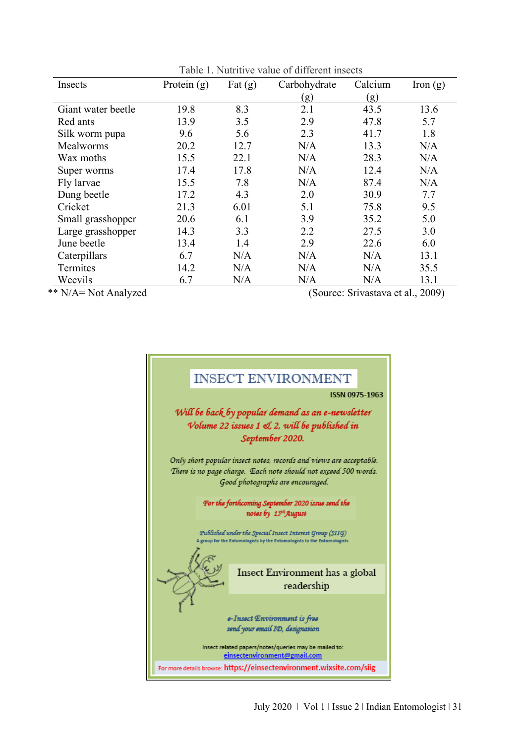Table 1. Nutritive value of different insects

| Insects | Protein (g) | Fat (g) | Carbohydrate (g) | Calcium (g) | Iron (g) |
|---|---|---|---|---|---|
| Giant water beetle | 19.8 | 8.3 | 2.1 | 43.5 | 13.6 |
| Red ants | 13.9 | 3.5 | 2.9 | 47.8 | 5.7 |
| Silk worm pupa | 9.6 | 5.6 | 2.3 | 41.7 | 1.8 |
| Mealworms | 20.2 | 12.7 | N/A | 13.3 | N/A |
| Wax moths | 15.5 | 22.1 | N/A | 28.3 | N/A |
| Super worms | 17.4 | 17.8 | N/A | 12.4 | N/A |
| Fly larvae | 15.5 | 7.8 | N/A | 87.4 | N/A |
| Dung beetle | 17.2 | 4.3 | 2.0 | 30.9 | 7.7 |
| Cricket | 21.3 | 6.01 | 5.1 | 75.8 | 9.5 |
| Small grasshopper | 20.6 | 6.1 | 3.9 | 35.2 | 5.0 |
| Large grasshopper | 14.3 | 3.3 | 2.2 | 27.5 | 3.0 |
| June beetle | 13.4 | 1.4 | 2.9 | 22.6 | 6.0 |
| Caterpillars | 6.7 | N/A | N/A | N/A | 13.1 |
| Termites | 14.2 | N/A | N/A | N/A | 35.5 |
| Weevils | 6.7 | N/A | N/A | N/A | 13.1 |

** N/A= Not Analyzed (Source: Srivastava et al., 2009)

**INSECT ENVIRONMENT**

ISSN 0975-1963

*Will be back by popular demand as an e-newsletter Volume 22 issues 1 & 2, will be published in September 2020.*

*Only short popular insect notes, records and views are acceptable. There is no page charge. Each note should not exceed 500 words. Good photographs are encouraged.*

*For the forthcoming September 2020 issue send the notes by 15th August*

*Published under the Special Insect Interest Group (SIIG)*

A group for the Entomologists by the Entomologists to the Entomologists

Insect Environment has a global readership

*e-Insect Environment is free send your email ID, designation*

Insect related papers/notes/queries may be mailed to: einsectenvironment@gmail.com

For more details browse: https://einsectenvironment.wixsite.com/siig